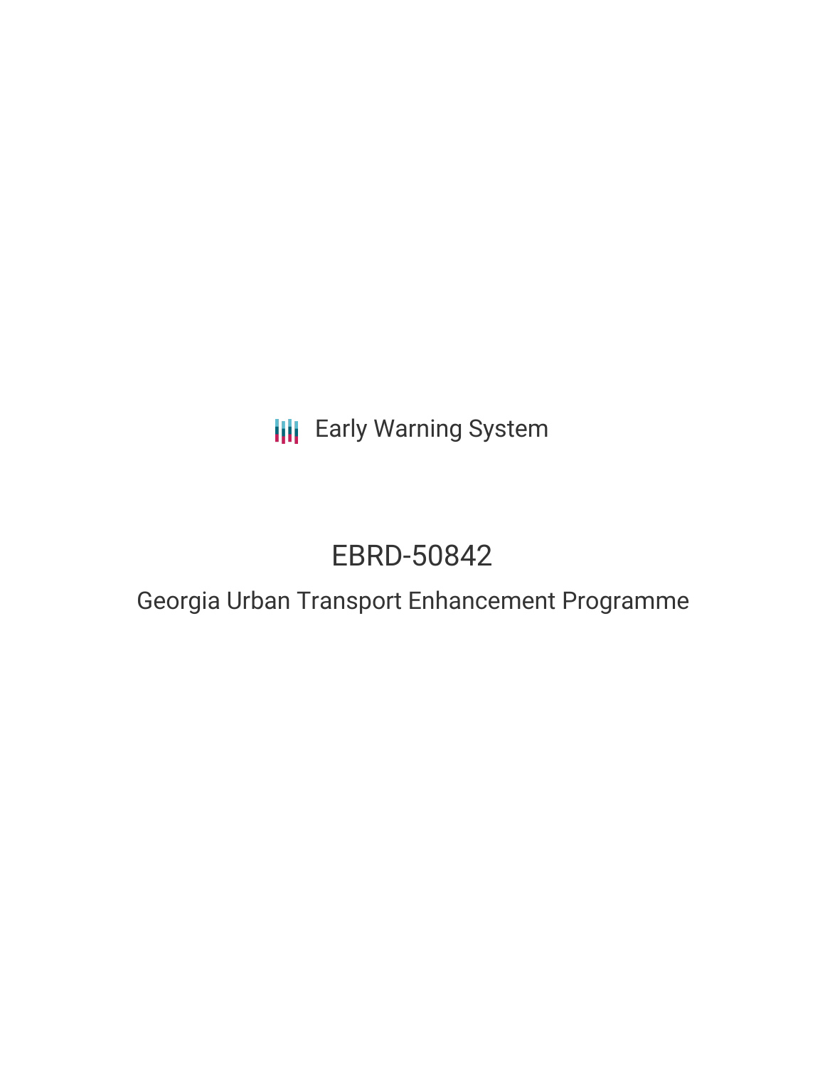Early Warning System

# EBRD-50842

## Georgia Urban Transport Enhancement Programme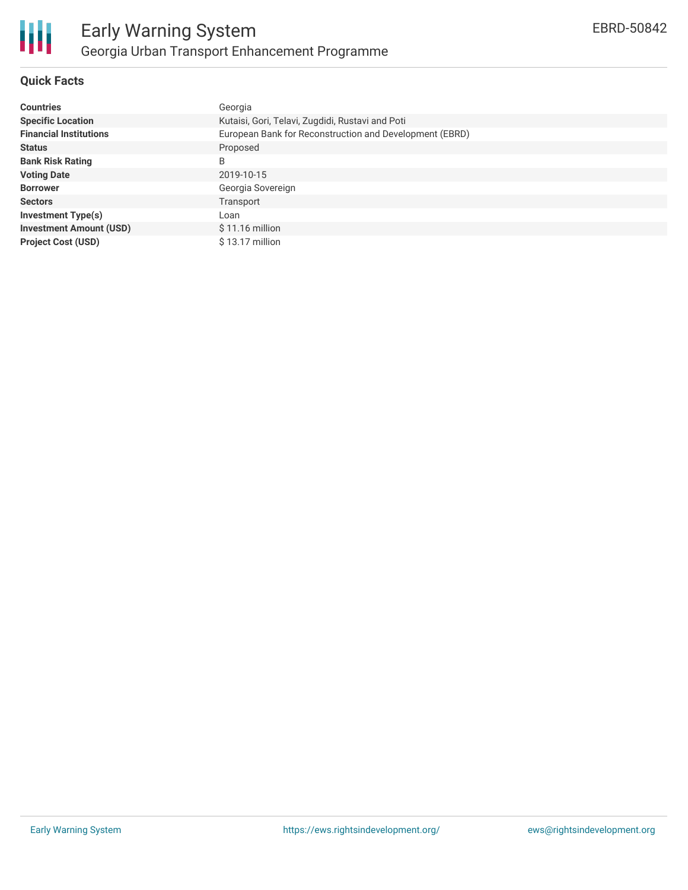# Early Warning System

## Georgia Urban Transport Enhancement Programme

EBRD-50842

### Quick Facts

| | |
|---|---|
| **Countries** | Georgia |
| **Specific Location** | Kutaisi, Gori, Telavi, Zugdidi, Rustavi and Poti |
| **Financial Institutions** | European Bank for Reconstruction and Development (EBRD) |
| **Status** | Proposed |
| **Bank Risk Rating** | B |
| **Voting Date** | 2019-10-15 |
| **Borrower** | Georgia Sovereign |
| **Sectors** | Transport |
| **Investment Type(s)** | Loan |
| **Investment Amount (USD)** | $ 11.16 million |
| **Project Cost (USD)** | $ 13.17 million |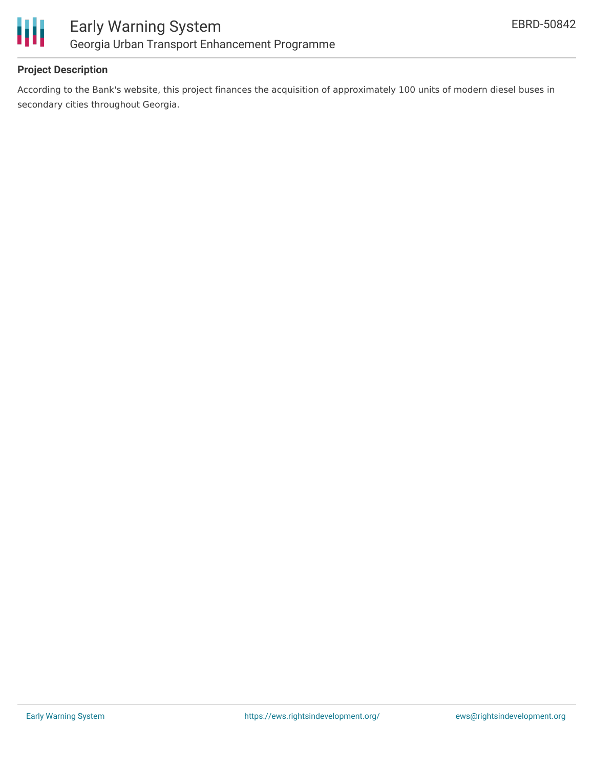## Project Description

According to the Bank's website, this project finances the acquisition of approximately 100 units of modern diesel buses in secondary cities throughout Georgia.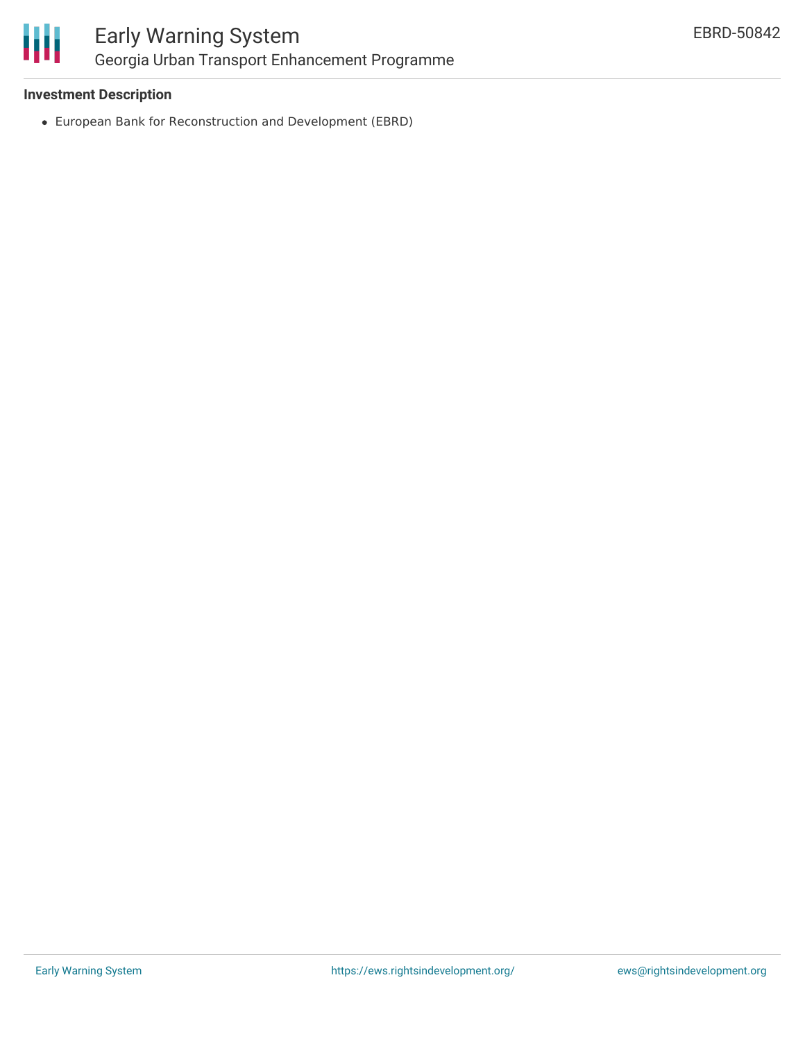**Investment Description**

- European Bank for Reconstruction and Development (EBRD)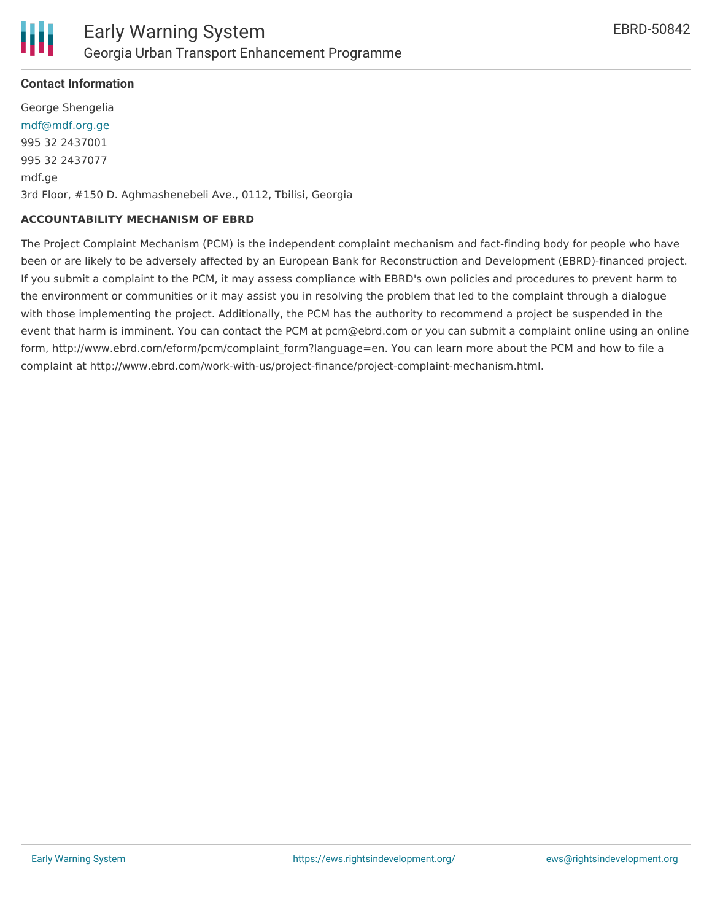**Contact Information**

George Shengelia
mdf@mdf.org.ge
995 32 2437001
995 32 2437077
mdf.ge
3rd Floor, #150 D. Aghmashenebeli Ave., 0112, Tbilisi, Georgia

**ACCOUNTABILITY MECHANISM OF EBRD**

The Project Complaint Mechanism (PCM) is the independent complaint mechanism and fact-finding body for people who have been or are likely to be adversely affected by an European Bank for Reconstruction and Development (EBRD)-financed project. If you submit a complaint to the PCM, it may assess compliance with EBRD's own policies and procedures to prevent harm to the environment or communities or it may assist you in resolving the problem that led to the complaint through a dialogue with those implementing the project. Additionally, the PCM has the authority to recommend a project be suspended in the event that harm is imminent. You can contact the PCM at pcm@ebrd.com or you can submit a complaint online using an online form, http://www.ebrd.com/eform/pcm/complaint_form?language=en. You can learn more about the PCM and how to file a complaint at http://www.ebrd.com/work-with-us/project-finance/project-complaint-mechanism.html.